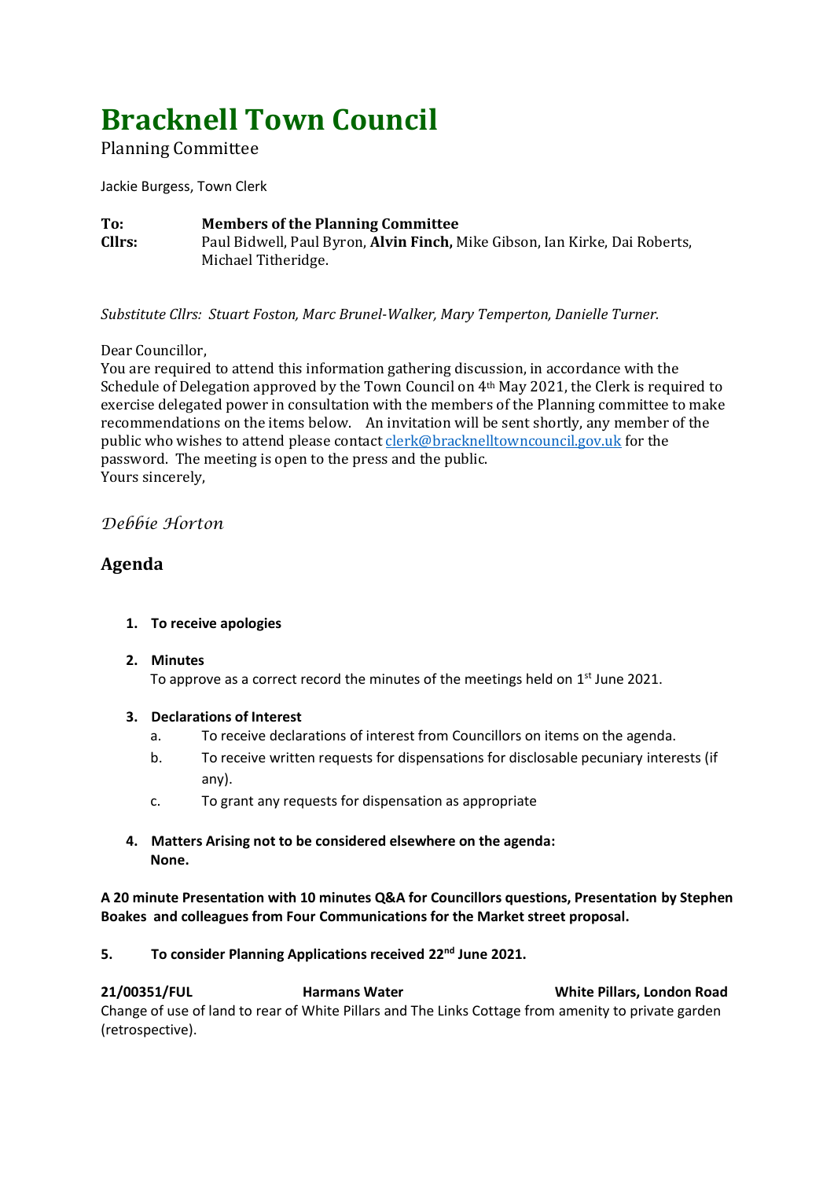# Bracknell Town Council

Planning Committee

Jackie Burgess, Town Clerk

**To:** **Members of the Planning Committee**
**Cllrs:** Paul Bidwell, Paul Byron, **Alvin Finch,** Mike Gibson, Ian Kirke, Dai Roberts, Michael Titheridge.

*Substitute Cllrs: Stuart Foston, Marc Brunel-Walker, Mary Temperton, Danielle Turner.*

Dear Councillor,
You are required to attend this information gathering discussion, in accordance with the Schedule of Delegation approved by the Town Council on 4th May 2021, the Clerk is required to exercise delegated power in consultation with the members of the Planning committee to make recommendations on the items below. An invitation will be sent shortly, any member of the public who wishes to attend please contact clerk@bracknelltowncouncil.gov.uk for the password. The meeting is open to the press and the public.
Yours sincerely,

*Debbie Horton*

## Agenda

1. **To receive apologies**
2. **Minutes**
   To approve as a correct record the minutes of the meetings held on 1st June 2021.
3. **Declarations of Interest**
   a. To receive declarations of interest from Councillors on items on the agenda.
   b. To receive written requests for dispensations for disclosable pecuniary interests (if any).
   c. To grant any requests for dispensation as appropriate
4. **Matters Arising not to be considered elsewhere on the agenda:**
   **None.**

**A 20 minute Presentation with 10 minutes Q&A for Councillors questions, Presentation by Stephen Boakes and colleagues from Four Communications for the Market street proposal.**

**5. To consider Planning Applications received 22nd June 2021.**

**21/00351/FUL** **Harmans Water** **White Pillars, London Road**
Change of use of land to rear of White Pillars and The Links Cottage from amenity to private garden (retrospective).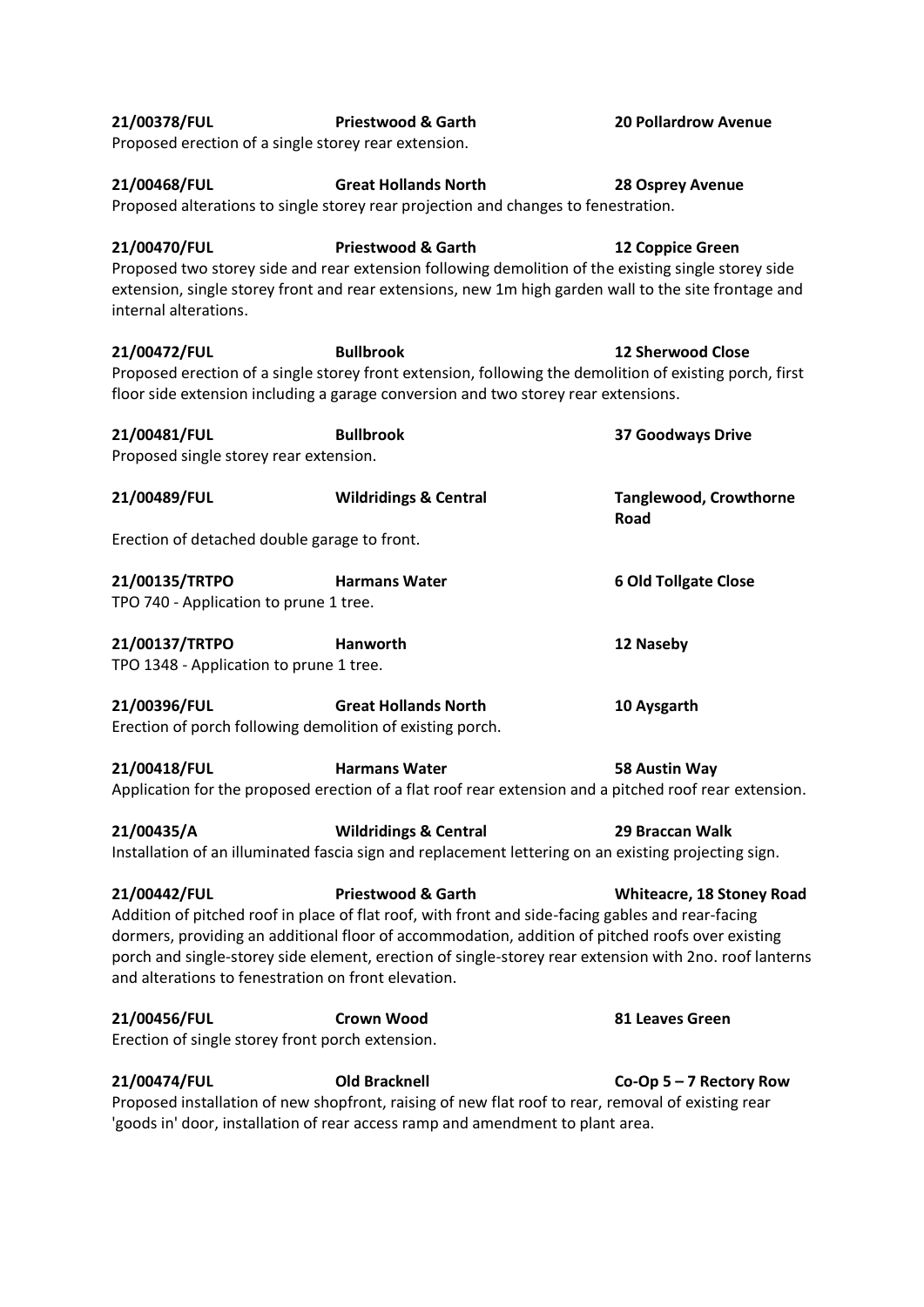**21/00378/FUL** **Priestwood & Garth** **20 Pollardrow Avenue**
Proposed erection of a single storey rear extension.

**21/00468/FUL** **Great Hollands North** **28 Osprey Avenue**
Proposed alterations to single storey rear projection and changes to fenestration.

**21/00470/FUL** **Priestwood & Garth** **12 Coppice Green**
Proposed two storey side and rear extension following demolition of the existing single storey side extension, single storey front and rear extensions, new 1m high garden wall to the site frontage and internal alterations.

**21/00472/FUL** **Bullbrook** **12 Sherwood Close**
Proposed erection of a single storey front extension, following the demolition of existing porch, first floor side extension including a garage conversion and two storey rear extensions.

**21/00481/FUL** **Bullbrook** **37 Goodways Drive**
Proposed single storey rear extension.

**21/00489/FUL** **Wildridings & Central** **Tanglewood, Crowthorne Road**
Erection of detached double garage to front.

**21/00135/TRTPO** **Harmans Water** **6 Old Tollgate Close**
TPO 740 - Application to prune 1 tree.

**21/00137/TRTPO** **Hanworth** **12 Naseby**
TPO 1348 - Application to prune 1 tree.

**21/00396/FUL** **Great Hollands North** **10 Aysgarth**
Erection of porch following demolition of existing porch.

**21/00418/FUL** **Harmans Water** **58 Austin Way**
Application for the proposed erection of a flat roof rear extension and a pitched roof rear extension.

**21/00435/A** **Wildridings & Central** **29 Braccan Walk**
Installation of an illuminated fascia sign and replacement lettering on an existing projecting sign.

**21/00442/FUL** **Priestwood & Garth** **Whiteacre, 18 Stoney Road**
Addition of pitched roof in place of flat roof, with front and side-facing gables and rear-facing dormers, providing an additional floor of accommodation, addition of pitched roofs over existing porch and single-storey side element, erection of single-storey rear extension with 2no. roof lanterns and alterations to fenestration on front elevation.

**21/00456/FUL** **Crown Wood** **81 Leaves Green**
Erection of single storey front porch extension.

**21/00474/FUL** **Old Bracknell** **Co-Op 5 – 7 Rectory Row**
Proposed installation of new shopfront, raising of new flat roof to rear, removal of existing rear 'goods in' door, installation of rear access ramp and amendment to plant area.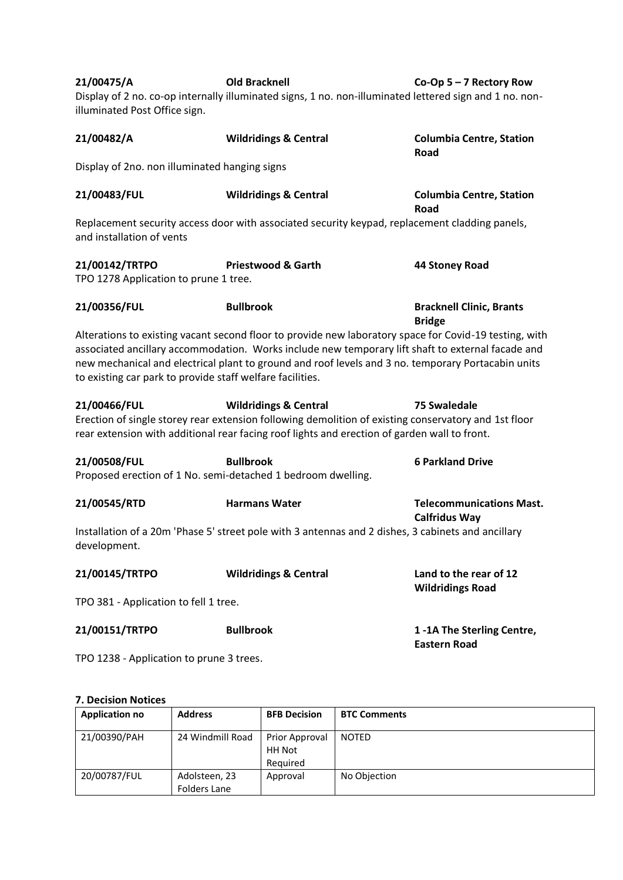**21/00475/A** **Old Bracknell** **Co-Op 5 – 7 Rectory Row**

Display of 2 no. co-op internally illuminated signs, 1 no. non-illuminated lettered sign and 1 no. non-illuminated Post Office sign.

**21/00482/A** **Wildridings & Central** **Columbia Centre, Station Road**

Display of 2no. non illuminated hanging signs

**21/00483/FUL** **Wildridings & Central** **Columbia Centre, Station Road**

Replacement security access door with associated security keypad, replacement cladding panels, and installation of vents

**21/00142/TRTPO** **Priestwood & Garth** **44 Stoney Road**

TPO 1278 Application to prune 1 tree.

**21/00356/FUL** **Bullbrook** **Bracknell Clinic, Brants Bridge**

Alterations to existing vacant second floor to provide new laboratory space for Covid-19 testing, with associated ancillary accommodation. Works include new temporary lift shaft to external facade and new mechanical and electrical plant to ground and roof levels and 3 no. temporary Portacabin units to existing car park to provide staff welfare facilities.

**21/00466/FUL** **Wildridings & Central** **75 Swaledale**

Erection of single storey rear extension following demolition of existing conservatory and 1st floor rear extension with additional rear facing roof lights and erection of garden wall to front.

**21/00508/FUL** **Bullbrook** **6 Parkland Drive**

Proposed erection of 1 No. semi-detached 1 bedroom dwelling.

**21/00545/RTD** **Harmans Water** **Telecommunications Mast. Calfridus Way**

Installation of a 20m 'Phase 5' street pole with 3 antennas and 2 dishes, 3 cabinets and ancillary development.

**21/00145/TRTPO** **Wildridings & Central** **Land to the rear of 12 Wildridings Road**

TPO 381 - Application to fell 1 tree.

**21/00151/TRTPO** **Bullbrook** **1 -1A The Sterling Centre, Eastern Road**

TPO 1238 - Application to prune 3 trees.

**7. Decision Notices**

| Application no | Address | BFB Decision | BTC Comments |
|---|---|---|---|
| 21/00390/PAH | 24 Windmill Road | Prior Approval HH Not Required | NOTED |
| 20/00787/FUL | Adolsteen, 23 Folders Lane | Approval | No Objection |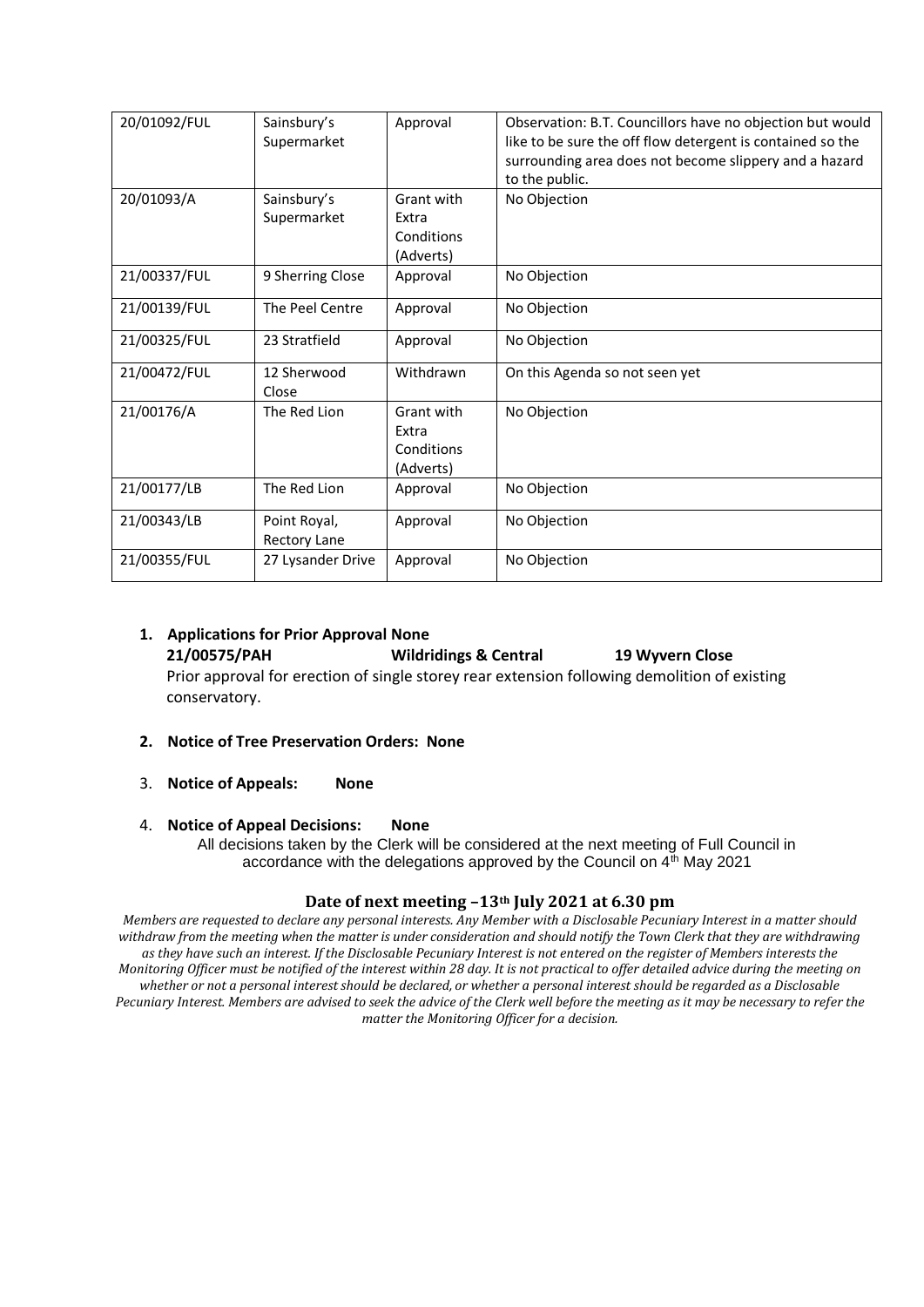| | | | |
|---|---|---|---|
| 20/01092/FUL | Sainsbury's Supermarket | Approval | Observation: B.T. Councillors have no objection but would like to be sure the off flow detergent is contained so the surrounding area does not become slippery and a hazard to the public. |
| 20/01093/A | Sainsbury's Supermarket | Grant with Extra Conditions (Adverts) | No Objection |
| 21/00337/FUL | 9 Sherring Close | Approval | No Objection |
| 21/00139/FUL | The Peel Centre | Approval | No Objection |
| 21/00325/FUL | 23 Stratfield | Approval | No Objection |
| 21/00472/FUL | 12 Sherwood Close | Withdrawn | On this Agenda so not seen yet |
| 21/00176/A | The Red Lion | Grant with Extra Conditions (Adverts) | No Objection |
| 21/00177/LB | The Red Lion | Approval | No Objection |
| 21/00343/LB | Point Royal, Rectory Lane | Approval | No Objection |
| 21/00355/FUL | 27 Lysander Drive | Approval | No Objection |

1. **Applications for Prior Approval None**
   **21/00575/PAH Wildridings & Central 19 Wyvern Close**
   Prior approval for erection of single storey rear extension following demolition of existing conservatory.

2. **Notice of Tree Preservation Orders: None**

3. **Notice of Appeals: None**

4. **Notice of Appeal Decisions: None**
   All decisions taken by the Clerk will be considered at the next meeting of Full Council in accordance with the delegations approved by the Council on 4th May 2021

**Date of next meeting –13th July 2021 at 6.30 pm**

*Members are requested to declare any personal interests. Any Member with a Disclosable Pecuniary Interest in a matter should withdraw from the meeting when the matter is under consideration and should notify the Town Clerk that they are withdrawing as they have such an interest. If the Disclosable Pecuniary Interest is not entered on the register of Members interests the Monitoring Officer must be notified of the interest within 28 day. It is not practical to offer detailed advice during the meeting on whether or not a personal interest should be declared, or whether a personal interest should be regarded as a Disclosable Pecuniary Interest. Members are advised to seek the advice of the Clerk well before the meeting as it may be necessary to refer the matter the Monitoring Officer for a decision.*